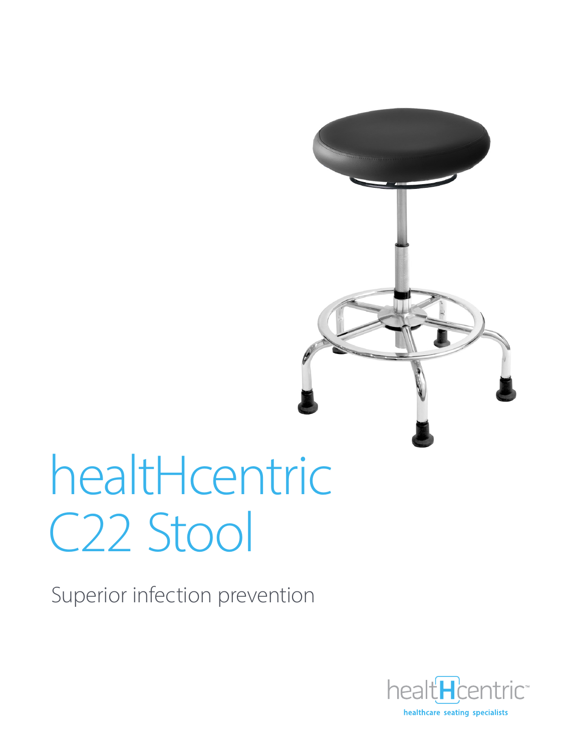# healtHcentric C22 Stool

Superior infection prevention

healtHcentric™

healthcare seating specialists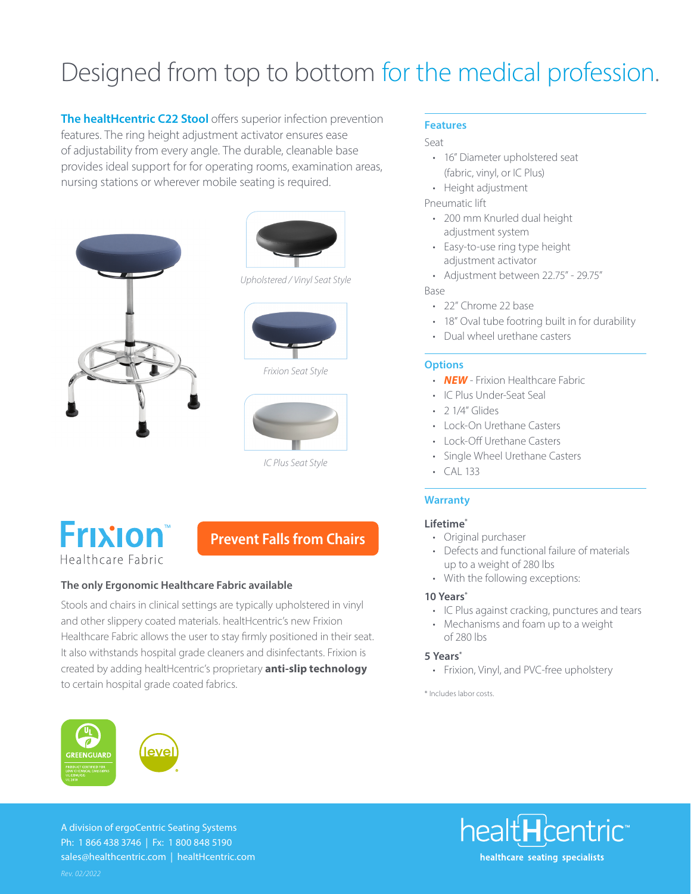# Designed from top to bottom for the medical profession.

**The healtHcentric C22 Stool** offers superior infection prevention features. The ring height adjustment activator ensures ease of adjustability from every angle. The durable, cleanable base provides ideal support for for operating rooms, examination areas, nursing stations or wherever mobile seating is required.

*Upholstered / Vinyl Seat Style*

*Frixion Seat Style*

*IC Plus Seat Style*

**Frixion™ Healthcare Fabric**

**Prevent Falls from Chairs**

### The only Ergonomic Healthcare Fabric available

Stools and chairs in clinical settings are typically upholstered in vinyl and other slippery coated materials. healtHcentric's new Frixion Healthcare Fabric allows the user to stay firmly positioned in their seat. It also withstands hospital grade cleaners and disinfectants. Frixion is created by adding healtHcentric's proprietary **anti-slip technology** to certain hospital grade coated fabrics.

GREENGUARD

level

## Features

Seat

- 16" Diameter upholstered seat (fabric, vinyl, or IC Plus)
- Height adjustment

Pneumatic lift

- 200 mm Knurled dual height adjustment system
- Easy-to-use ring type height adjustment activator
- Adjustment between 22.75" - 29.75"

Base

- 22" Chrome 22 base
- 18" Oval tube footring built in for durability
- Dual wheel urethane casters

## Options

- ***NEW*** - Frixion Healthcare Fabric
- IC Plus Under-Seat Seal
- 2 1/4" Glides
- Lock-On Urethane Casters
- Lock-Off Urethane Casters
- Single Wheel Urethane Casters
- CAL 133

## Warranty

### Lifetime*

- Original purchaser
- Defects and functional failure of materials up to a weight of 280 lbs
- With the following exceptions:

### 10 Years*

- IC Plus against cracking, punctures and tears
- Mechanisms and foam up to a weight of 280 lbs

### 5 Years*

- Frixion, Vinyl, and PVC-free upholstery

* Includes labor costs.

A division of ergoCentric Seating Systems
Ph: 1 866 438 3746 | Fx: 1 800 848 5190
sales@healthcentric.com | healtHcentric.com

*Rev. 02/2022*

healtHcentric™
healthcare seating specialists